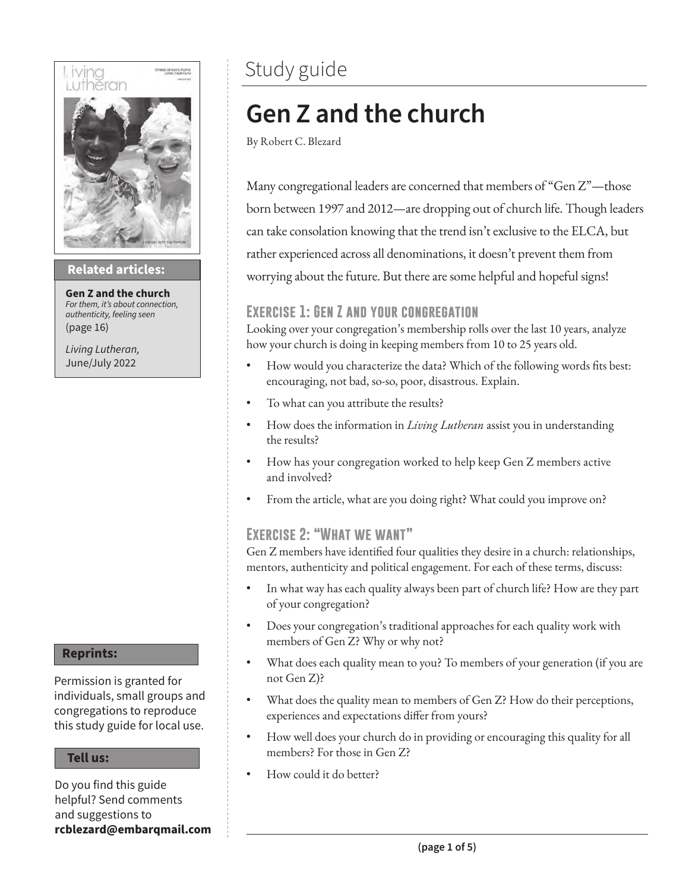# Study guide

## Gen Z and the church

By Robert C. Blezard

Many congregational leaders are concerned that members of "Gen Z"—those born between 1997 and 2012—are dropping out of church life. Though leaders can take consolation knowing that the trend isn't exclusive to the ELCA, but rather experienced across all denominations, it doesn't prevent them from worrying about the future. But there are some helpful and hopeful signs!

### Exercise 1: Gen Z and your congregation

Looking over your congregation's membership rolls over the last 10 years, analyze how your church is doing in keeping members from 10 to 25 years old.

- How would you characterize the data? Which of the following words fits best: encouraging, not bad, so-so, poor, disastrous. Explain.
- To what can you attribute the results?
- How does the information in *Living Lutheran* assist you in understanding the results?
- How has your congregation worked to help keep Gen Z members active and involved?
- From the article, what are you doing right? What could you improve on?

### Exercise 2: "What we want"

Gen Z members have identified four qualities they desire in a church: relationships, mentors, authenticity and political engagement. For each of these terms, discuss:

- In what way has each quality always been part of church life? How are they part of your congregation?
- Does your congregation's traditional approaches for each quality work with members of Gen Z? Why or why not?
- What does each quality mean to you? To members of your generation (if you are not Gen Z)?
- What does the quality mean to members of Gen Z? How do their perceptions, experiences and expectations differ from yours?
- How well does your church do in providing or encouraging this quality for all members? For those in Gen Z?
- How could it do better?

**Related articles:**

**Gen Z and the church**
*For them, it's about connection, authenticity, feeling seen*
(page 16)

*Living Lutheran,* June/July 2022

**Reprints:**

Permission is granted for individuals, small groups and congregations to reproduce this study guide for local use.

**Tell us:**

Do you find this guide helpful? Send comments and suggestions to **rcblezard@embarqmail.com**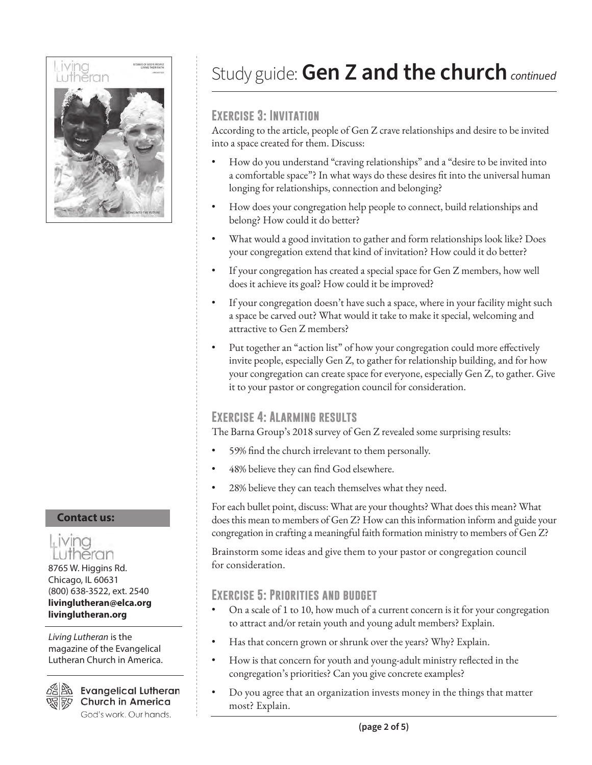# Study guide: **Gen Z and the church** *continued*

## Exercise 3: Invitation

According to the article, people of Gen Z crave relationships and desire to be invited into a space created for them. Discuss:

- How do you understand "craving relationships" and a "desire to be invited into a comfortable space"? In what ways do these desires fit into the universal human longing for relationships, connection and belonging?
- How does your congregation help people to connect, build relationships and belong? How could it do better?
- What would a good invitation to gather and form relationships look like? Does your congregation extend that kind of invitation? How could it do better?
- If your congregation has created a special space for Gen Z members, how well does it achieve its goal? How could it be improved?
- If your congregation doesn't have such a space, where in your facility might such a space be carved out? What would it take to make it special, welcoming and attractive to Gen Z members?
- Put together an "action list" of how your congregation could more effectively invite people, especially Gen Z, to gather for relationship building, and for how your congregation can create space for everyone, especially Gen Z, to gather. Give it to your pastor or congregation council for consideration.

## Exercise 4: Alarming results

The Barna Group's 2018 survey of Gen Z revealed some surprising results:

- 59% find the church irrelevant to them personally.
- 48% believe they can find God elsewhere.
- 28% believe they can teach themselves what they need.

For each bullet point, discuss: What are your thoughts? What does this mean? What does this mean to members of Gen Z? How can this information inform and guide your congregation in crafting a meaningful faith formation ministry to members of Gen Z?

Brainstorm some ideas and give them to your pastor or congregation council for consideration.

## Exercise 5: Priorities and budget

- On a scale of 1 to 10, how much of a current concern is it for your congregation to attract and/or retain youth and young adult members? Explain.
- Has that concern grown or shrunk over the years? Why? Explain.
- How is that concern for youth and young-adult ministry reflected in the congregation's priorities? Can you give concrete examples?
- Do you agree that an organization invests money in the things that matter most? Explain.

**Contact us:**

Living Lutheran
8765 W. Higgins Rd.
Chicago, IL 60631
(800) 638-3522, ext. 2540
**livinglutheran@elca.org**
**livinglutheran.org**

*Living Lutheran* is the magazine of the Evangelical Lutheran Church in America.

Evangelical Lutheran Church in America
God's work. Our hands.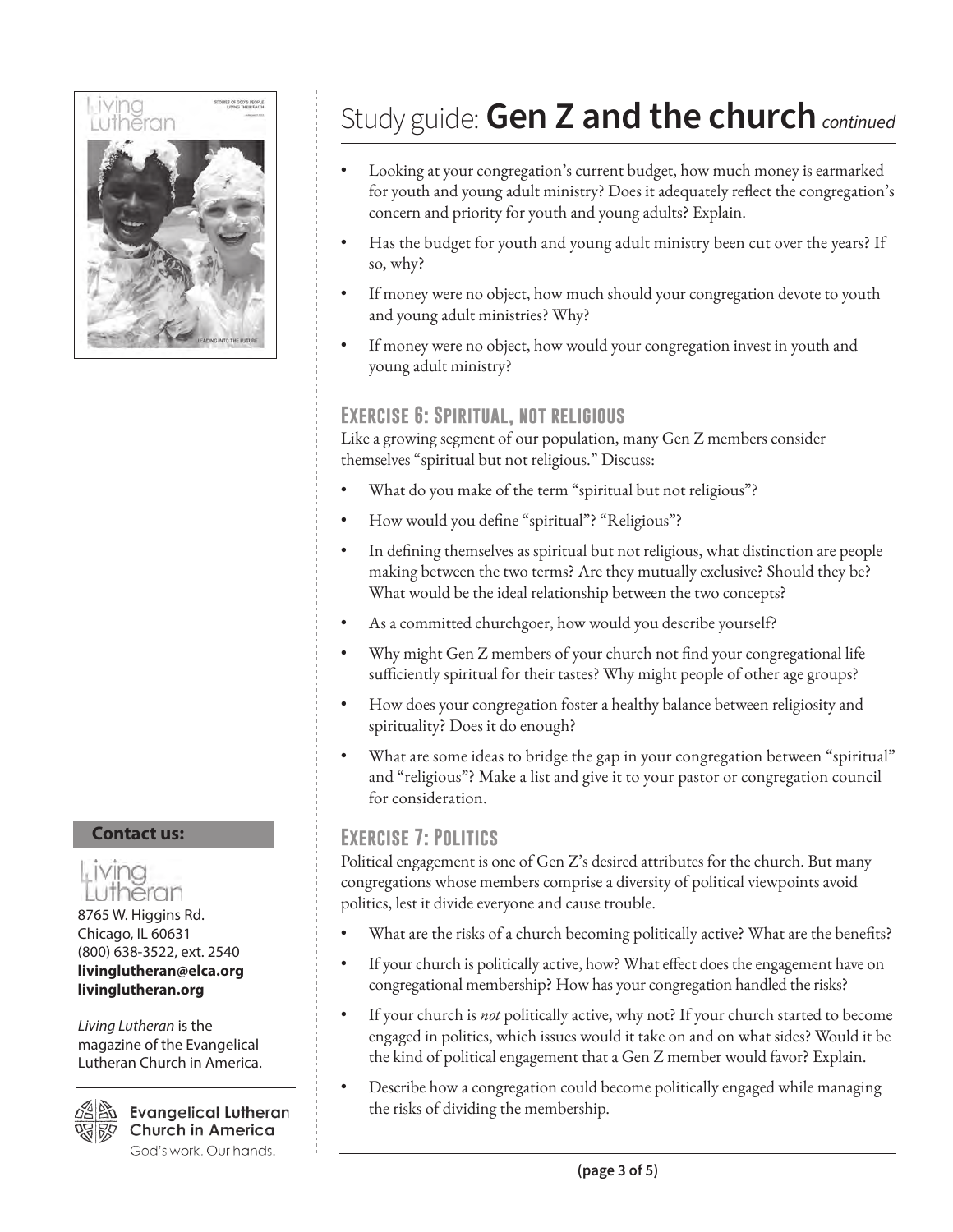# Study guide: **Gen Z and the church** *continued*

- Looking at your congregation's current budget, how much money is earmarked for youth and young adult ministry? Does it adequately reflect the congregation's concern and priority for youth and young adults? Explain.
- Has the budget for youth and young adult ministry been cut over the years? If so, why?
- If money were no object, how much should your congregation devote to youth and young adult ministries? Why?
- If money were no object, how would your congregation invest in youth and young adult ministry?

## Exercise 6: Spiritual, not religious

Like a growing segment of our population, many Gen Z members consider themselves "spiritual but not religious." Discuss:

- What do you make of the term "spiritual but not religious"?
- How would you define "spiritual"? "Religious"?
- In defining themselves as spiritual but not religious, what distinction are people making between the two terms? Are they mutually exclusive? Should they be? What would be the ideal relationship between the two concepts?
- As a committed churchgoer, how would you describe yourself?
- Why might Gen Z members of your church not find your congregational life sufficiently spiritual for their tastes? Why might people of other age groups?
- How does your congregation foster a healthy balance between religiosity and spirituality? Does it do enough?
- What are some ideas to bridge the gap in your congregation between "spiritual" and "religious"? Make a list and give it to your pastor or congregation council for consideration.

## Exercise 7: Politics

Political engagement is one of Gen Z's desired attributes for the church. But many congregations whose members comprise a diversity of political viewpoints avoid politics, lest it divide everyone and cause trouble.

- What are the risks of a church becoming politically active? What are the benefits?
- If your church is politically active, how? What effect does the engagement have on congregational membership? How has your congregation handled the risks?
- If your church is *not* politically active, why not? If your church started to become engaged in politics, which issues would it take on and on what sides? Would it be the kind of political engagement that a Gen Z member would favor? Explain.
- Describe how a congregation could become politically engaged while managing the risks of dividing the membership.

**Contact us:**

Living Lutheran
8765 W. Higgins Rd.
Chicago, IL 60631
(800) 638-3522, ext. 2540
**livinglutheran@elca.org**
**livinglutheran.org**

*Living Lutheran* is the magazine of the Evangelical Lutheran Church in America.

Evangelical Lutheran Church in America
God's work. Our hands.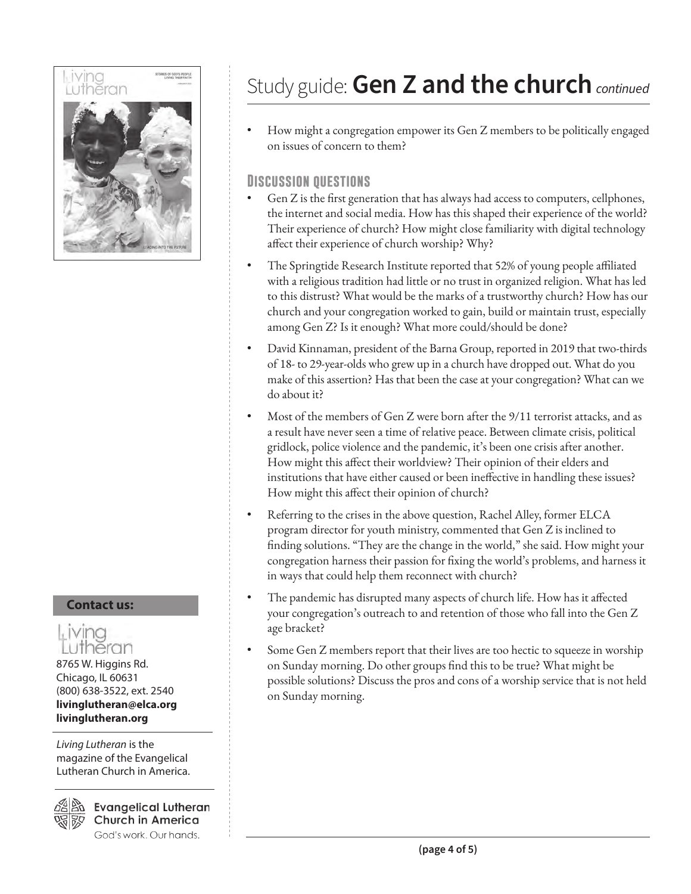# Study guide: **Gen Z and the church** *continued*

- How might a congregation empower its Gen Z members to be politically engaged on issues of concern to them?

## Discussion questions

- Gen Z is the first generation that has always had access to computers, cellphones, the internet and social media. How has this shaped their experience of the world? Their experience of church? How might close familiarity with digital technology affect their experience of church worship? Why?
- The Springtide Research Institute reported that 52% of young people affiliated with a religious tradition had little or no trust in organized religion. What has led to this distrust? What would be the marks of a trustworthy church? How has our church and your congregation worked to gain, build or maintain trust, especially among Gen Z? Is it enough? What more could/should be done?
- David Kinnaman, president of the Barna Group, reported in 2019 that two-thirds of 18- to 29-year-olds who grew up in a church have dropped out. What do you make of this assertion? Has that been the case at your congregation? What can we do about it?
- Most of the members of Gen Z were born after the 9/11 terrorist attacks, and as a result have never seen a time of relative peace. Between climate crisis, political gridlock, police violence and the pandemic, it's been one crisis after another. How might this affect their worldview? Their opinion of their elders and institutions that have either caused or been ineffective in handling these issues? How might this affect their opinion of church?
- Referring to the crises in the above question, Rachel Alley, former ELCA program director for youth ministry, commented that Gen Z is inclined to finding solutions. "They are the change in the world," she said. How might your congregation harness their passion for fixing the world's problems, and harness it in ways that could help them reconnect with church?
- The pandemic has disrupted many aspects of church life. How has it affected your congregation's outreach to and retention of those who fall into the Gen Z age bracket?
- Some Gen Z members report that their lives are too hectic to squeeze in worship on Sunday morning. Do other groups find this to be true? What might be possible solutions? Discuss the pros and cons of a worship service that is not held on Sunday morning.

**Contact us:**

Living Lutheran
8765 W. Higgins Rd.
Chicago, IL 60631
(800) 638-3522, ext. 2540
**livinglutheran@elca.org**
**livinglutheran.org**

*Living Lutheran* is the magazine of the Evangelical Lutheran Church in America.

Evangelical Lutheran Church in America
God's work. Our hands.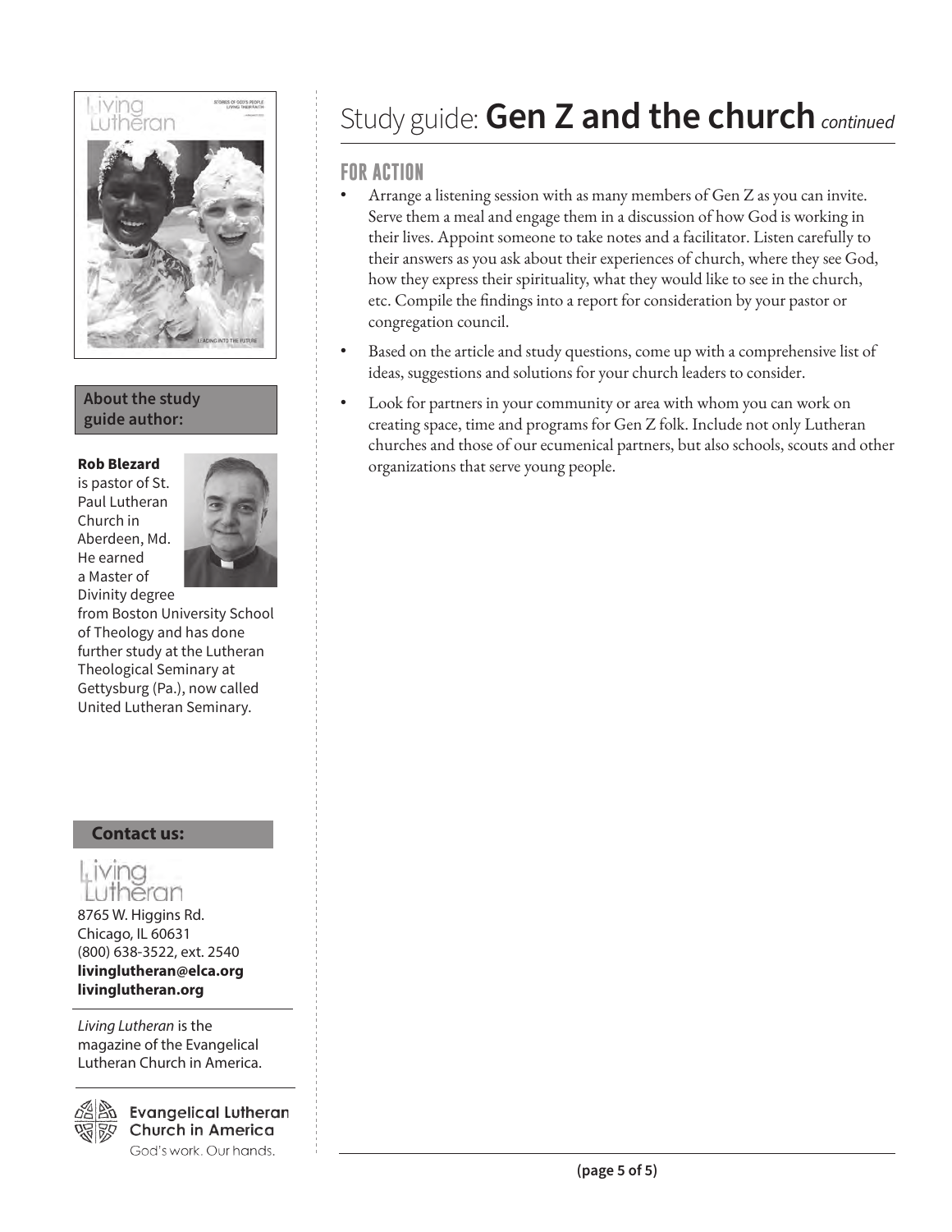# Study guide: **Gen Z and the church** *continued*

## FOR ACTION

- Arrange a listening session with as many members of Gen Z as you can invite. Serve them a meal and engage them in a discussion of how God is working in their lives. Appoint someone to take notes and a facilitator. Listen carefully to their answers as you ask about their experiences of church, where they see God, how they express their spirituality, what they would like to see in the church, etc. Compile the findings into a report for consideration by your pastor or congregation council.
- Based on the article and study questions, come up with a comprehensive list of ideas, suggestions and solutions for your church leaders to consider.
- Look for partners in your community or area with whom you can work on creating space, time and programs for Gen Z folk. Include not only Lutheran churches and those of our ecumenical partners, but also schools, scouts and other organizations that serve young people.

**About the study guide author:**

**Rob Blezard** is pastor of St. Paul Lutheran Church in Aberdeen, Md. He earned a Master of Divinity degree from Boston University School of Theology and has done further study at the Lutheran Theological Seminary at Gettysburg (Pa.), now called United Lutheran Seminary.

**Contact us:**

Living Lutheran
8765 W. Higgins Rd.
Chicago, IL 60631
(800) 638-3522, ext. 2540
**livinglutheran@elca.org**
**livinglutheran.org**

*Living Lutheran* is the magazine of the Evangelical Lutheran Church in America.

Evangelical Lutheran Church in America
God's work. Our hands.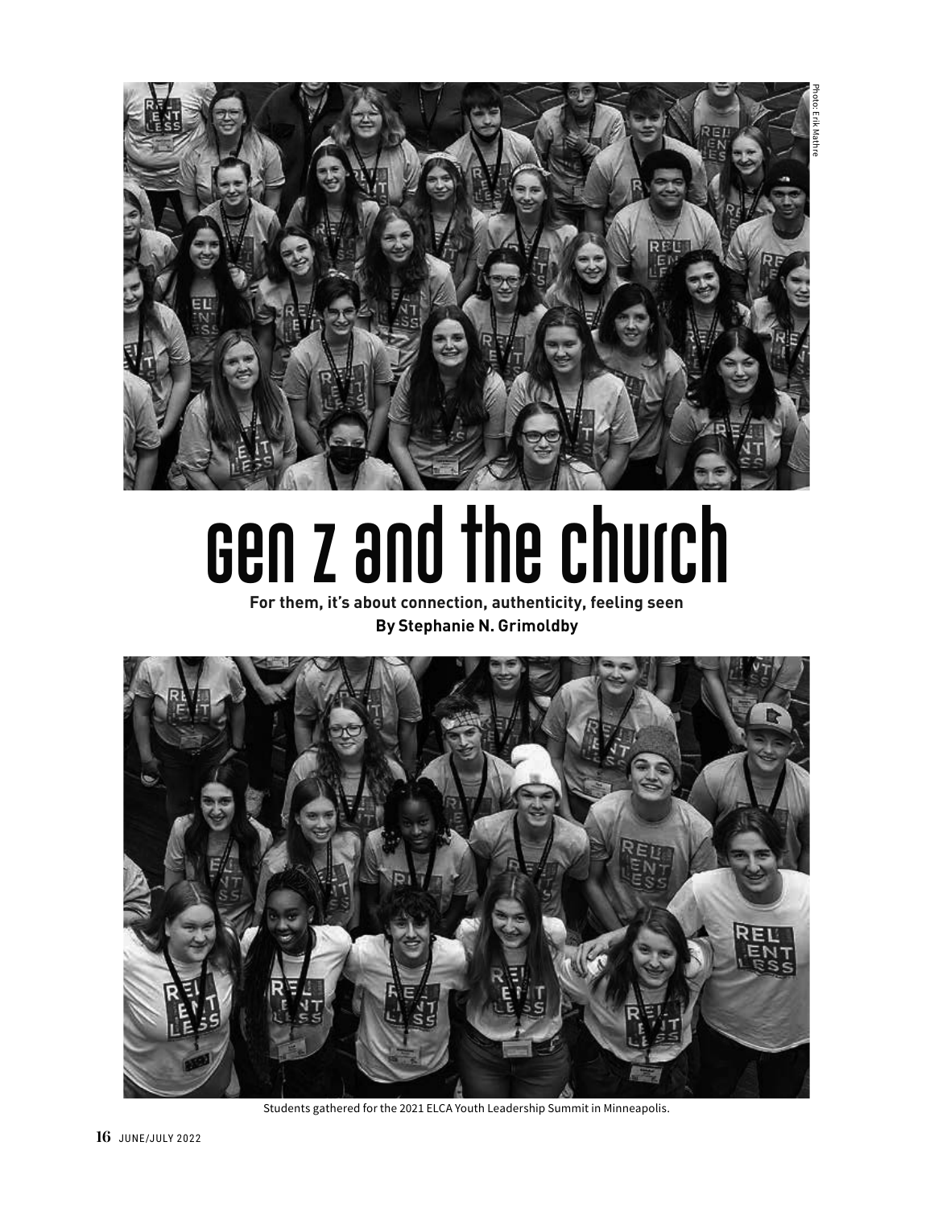Photo: Erik Mathre

# gen z and the church

**For them, it's about connection, authenticity, feeling seen**

**By Stephanie N. Grimoldby**

Students gathered for the 2021 ELCA Youth Leadership Summit in Minneapolis.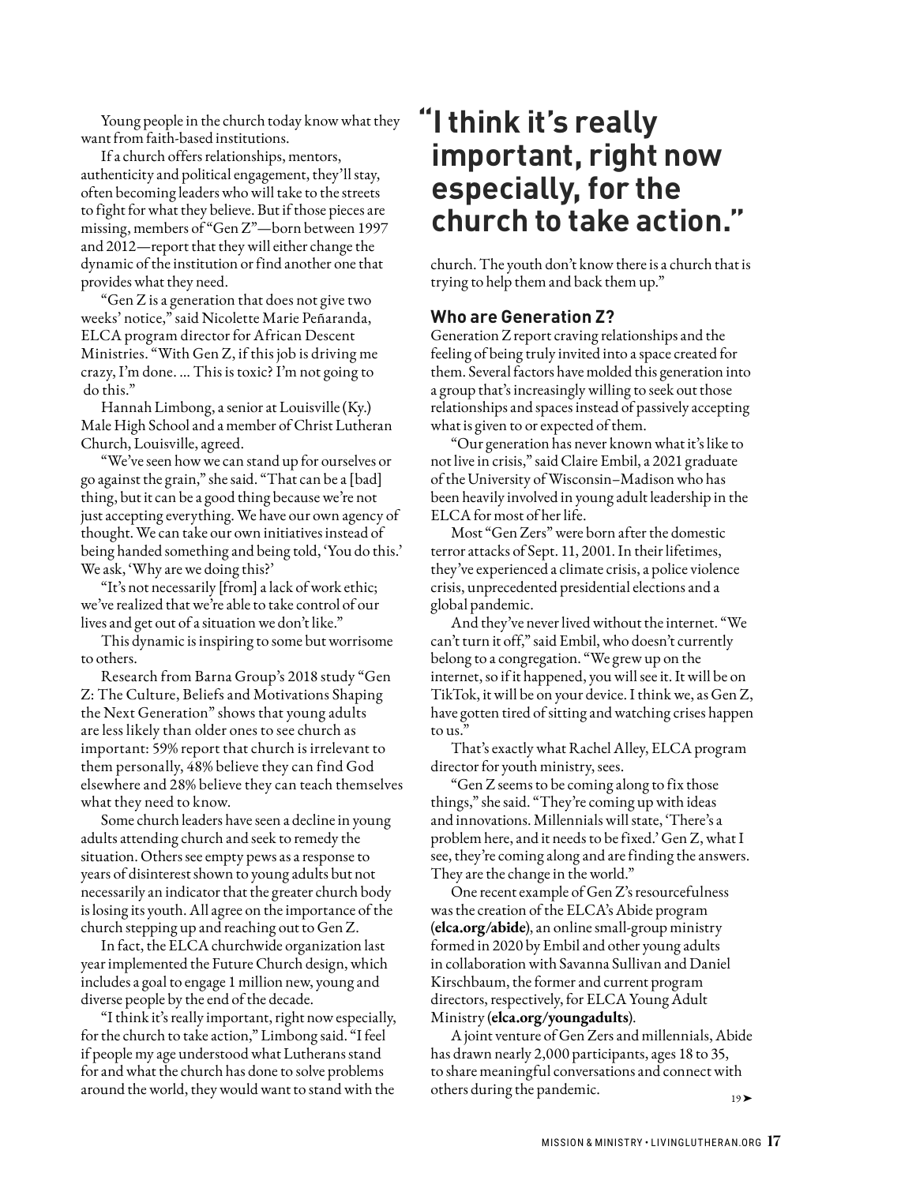Young people in the church today know what they want from faith-based institutions.

If a church offers relationships, mentors, authenticity and political engagement, they'll stay, often becoming leaders who will take to the streets to fight for what they believe. But if those pieces are missing, members of "Gen Z"—born between 1997 and 2012—report that they will either change the dynamic of the institution or find another one that provides what they need.

"Gen Z is a generation that does not give two weeks' notice," said Nicolette Marie Peñaranda, ELCA program director for African Descent Ministries. "With Gen Z, if this job is driving me crazy, I'm done. ... This is toxic? I'm not going to do this."

Hannah Limbong, a senior at Louisville (Ky.) Male High School and a member of Christ Lutheran Church, Louisville, agreed.

"We've seen how we can stand up for ourselves or go against the grain," she said. "That can be a [bad] thing, but it can be a good thing because we're not just accepting everything. We have our own agency of thought. We can take our own initiatives instead of being handed something and being told, 'You do this.' We ask, 'Why are we doing this?'

"It's not necessarily [from] a lack of work ethic; we've realized that we're able to take control of our lives and get out of a situation we don't like."

This dynamic is inspiring to some but worrisome to others.

Research from Barna Group's 2018 study "Gen Z: The Culture, Beliefs and Motivations Shaping the Next Generation" shows that young adults are less likely than older ones to see church as important: 59% report that church is irrelevant to them personally, 48% believe they can find God elsewhere and 28% believe they can teach themselves what they need to know.

Some church leaders have seen a decline in young adults attending church and seek to remedy the situation. Others see empty pews as a response to years of disinterest shown to young adults but not necessarily an indicator that the greater church body is losing its youth. All agree on the importance of the church stepping up and reaching out to Gen Z.

In fact, the ELCA churchwide organization last year implemented the Future Church design, which includes a goal to engage 1 million new, young and diverse people by the end of the decade.

"I think it's really important, right now especially, for the church to take action," Limbong said. "I feel if people my age understood what Lutherans stand for and what the church has done to solve problems around the world, they would want to stand with the church. The youth don't know there is a church that is trying to help them and back them up."

> **"I think it's really important, right now especially, for the church to take action."**

## Who are Generation Z?

Generation Z report craving relationships and the feeling of being truly invited into a space created for them. Several factors have molded this generation into a group that's increasingly willing to seek out those relationships and spaces instead of passively accepting what is given to or expected of them.

"Our generation has never known what it's like to not live in crisis," said Claire Embil, a 2021 graduate of the University of Wisconsin–Madison who has been heavily involved in young adult leadership in the ELCA for most of her life.

Most "Gen Zers" were born after the domestic terror attacks of Sept. 11, 2001. In their lifetimes, they've experienced a climate crisis, a police violence crisis, unprecedented presidential elections and a global pandemic.

And they've never lived without the internet. "We can't turn it off," said Embil, who doesn't currently belong to a congregation. "We grew up on the internet, so if it happened, you will see it. It will be on TikTok, it will be on your device. I think we, as Gen Z, have gotten tired of sitting and watching crises happen to us."

That's exactly what Rachel Alley, ELCA program director for youth ministry, sees.

"Gen Z seems to be coming along to fix those things," she said. "They're coming up with ideas and innovations. Millennials will state, 'There's a problem here, and it needs to be fixed.' Gen Z, what I see, they're coming along and are finding the answers. They are the change in the world."

One recent example of Gen Z's resourcefulness was the creation of the ELCA's Abide program (**elca.org/abide**), an online small-group ministry formed in 2020 by Embil and other young adults in collaboration with Savanna Sullivan and Daniel Kirschbaum, the former and current program directors, respectively, for ELCA Young Adult Ministry (**elca.org/youngadults**).

A joint venture of Gen Zers and millennials, Abide has drawn nearly 2,000 participants, ages 18 to 35, to share meaningful conversations and connect with others during the pandemic.

19 ➤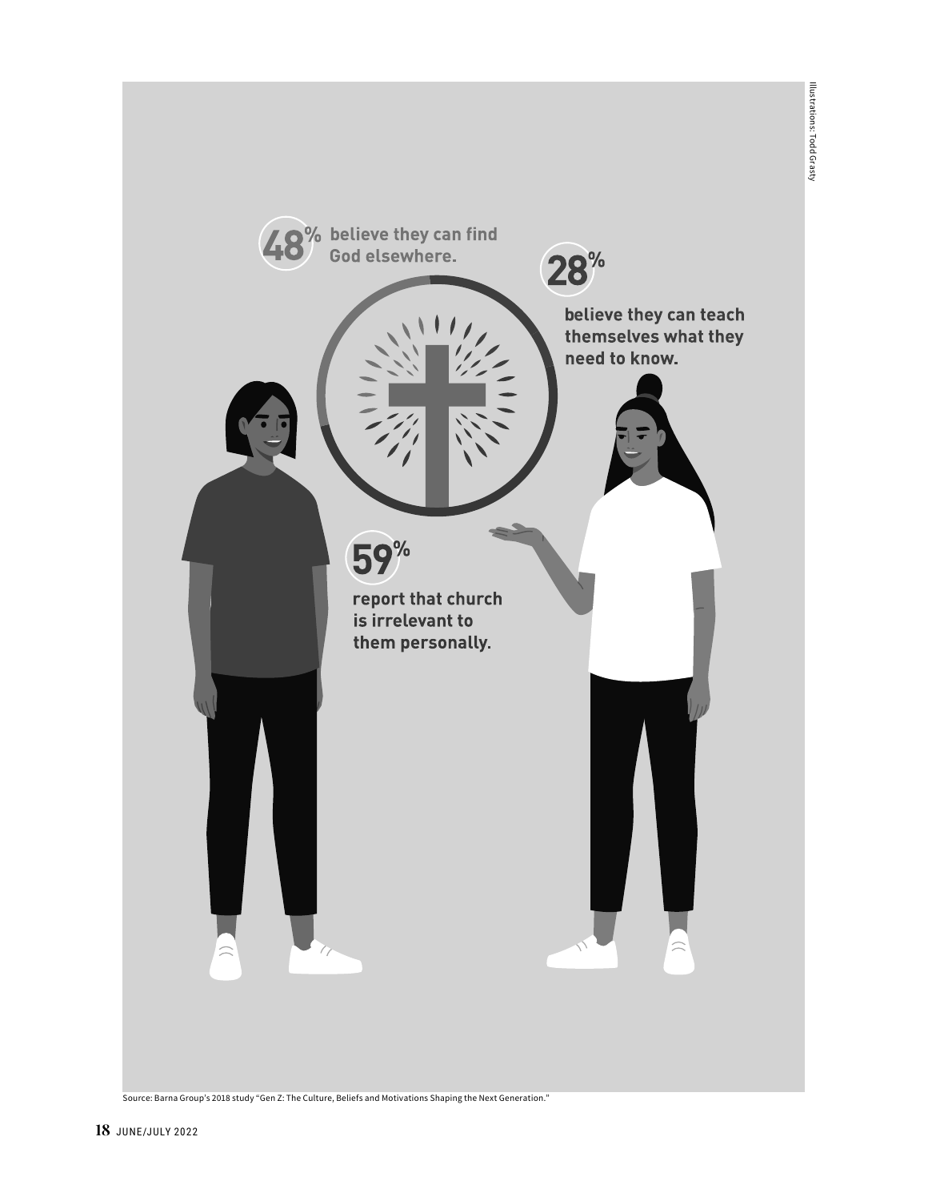**48%** believe they can find God elsewhere.

**28%** believe they can teach themselves what they need to know.

**59%** report that church is irrelevant to them personally.

Source: Barna Group's 2018 study "Gen Z: The Culture, Beliefs and Motivations Shaping the Next Generation."

Illustrations: Todd Grasty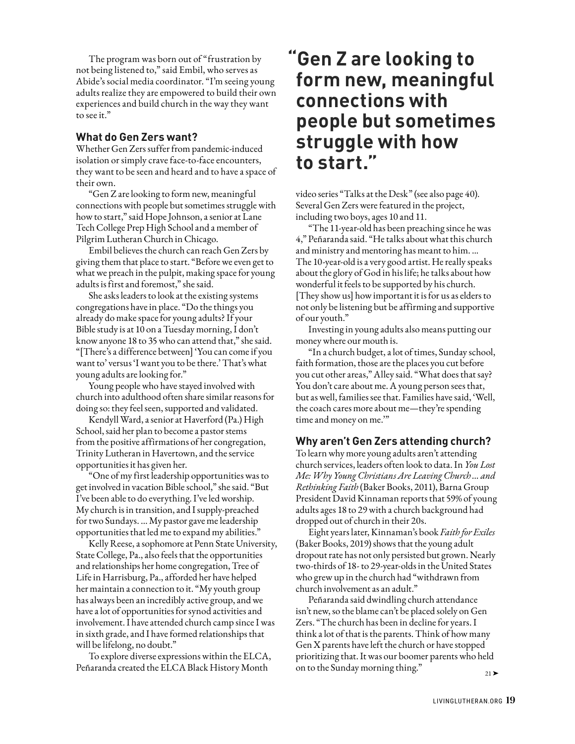The program was born out of "frustration by not being listened to," said Embil, who serves as Abide's social media coordinator. "I'm seeing young adults realize they are empowered to build their own experiences and build church in the way they want to see it."

### What do Gen Zers want?

Whether Gen Zers suffer from pandemic-induced isolation or simply crave face-to-face encounters, they want to be seen and heard and to have a space of their own.

"Gen Z are looking to form new, meaningful connections with people but sometimes struggle with how to start," said Hope Johnson, a senior at Lane Tech College Prep High School and a member of Pilgrim Lutheran Church in Chicago.

Embil believes the church can reach Gen Zers by giving them that place to start. "Before we even get to what we preach in the pulpit, making space for young adults is first and foremost," she said.

She asks leaders to look at the existing systems congregations have in place. "Do the things you already do make space for young adults? If your Bible study is at 10 on a Tuesday morning, I don't know anyone 18 to 35 who can attend that," she said. "[There's a difference between] 'You can come if you want to' versus 'I want you to be there.' That's what young adults are looking for."

Young people who have stayed involved with church into adulthood often share similar reasons for doing so: they feel seen, supported and validated.

Kendyll Ward, a senior at Haverford (Pa.) High School, said her plan to become a pastor stems from the positive affirmations of her congregation, Trinity Lutheran in Havertown, and the service opportunities it has given her.

"One of my first leadership opportunities was to get involved in vacation Bible school," she said. "But I've been able to do everything. I've led worship. My church is in transition, and I supply-preached for two Sundays. ... My pastor gave me leadership opportunities that led me to expand my abilities."

Kelly Reese, a sophomore at Penn State University, State College, Pa., also feels that the opportunities and relationships her home congregation, Tree of Life in Harrisburg, Pa., afforded her have helped her maintain a connection to it. "My youth group has always been an incredibly active group, and we have a lot of opportunities for synod activities and involvement. I have attended church camp since I was in sixth grade, and I have formed relationships that will be lifelong, no doubt."

To explore diverse expressions within the ELCA, Peñaranda created the ELCA Black History Month video series "Talks at the Desk" (see also page 40). Several Gen Zers were featured in the project, including two boys, ages 10 and 11.

> **"Gen Z are looking to form new, meaningful connections with people but sometimes struggle with how to start."**

"The 11-year-old has been preaching since he was 4," Peñaranda said. "He talks about what this church and ministry and mentoring has meant to him. ... The 10-year-old is a very good artist. He really speaks about the glory of God in his life; he talks about how wonderful it feels to be supported by his church. [They show us] how important it is for us as elders to not only be listening but be affirming and supportive of our youth."

Investing in young adults also means putting our money where our mouth is.

"In a church budget, a lot of times, Sunday school, faith formation, those are the places you cut before you cut other areas," Alley said. "What does that say? You don't care about me. A young person sees that, but as well, families see that. Families have said, 'Well, the coach cares more about me—they're spending time and money on me.'"

### Why aren't Gen Zers attending church?

To learn why more young adults aren't attending church services, leaders often look to data. In *You Lost Me: Why Young Christians Are Leaving Church ... and Rethinking Faith* (Baker Books, 2011), Barna Group President David Kinnaman reports that 59% of young adults ages 18 to 29 with a church background had dropped out of church in their 20s.

Eight years later, Kinnaman's book *Faith for Exiles* (Baker Books, 2019) shows that the young adult dropout rate has not only persisted but grown. Nearly two-thirds of 18- to 29-year-olds in the United States who grew up in the church had "withdrawn from church involvement as an adult."

Peñaranda said dwindling church attendance isn't new, so the blame can't be placed solely on Gen Zers. "The church has been in decline for years. I think a lot of that is the parents. Think of how many Gen X parents have left the church or have stopped prioritizing that. It was our boomer parents who held on to the Sunday morning thing."

21 ➤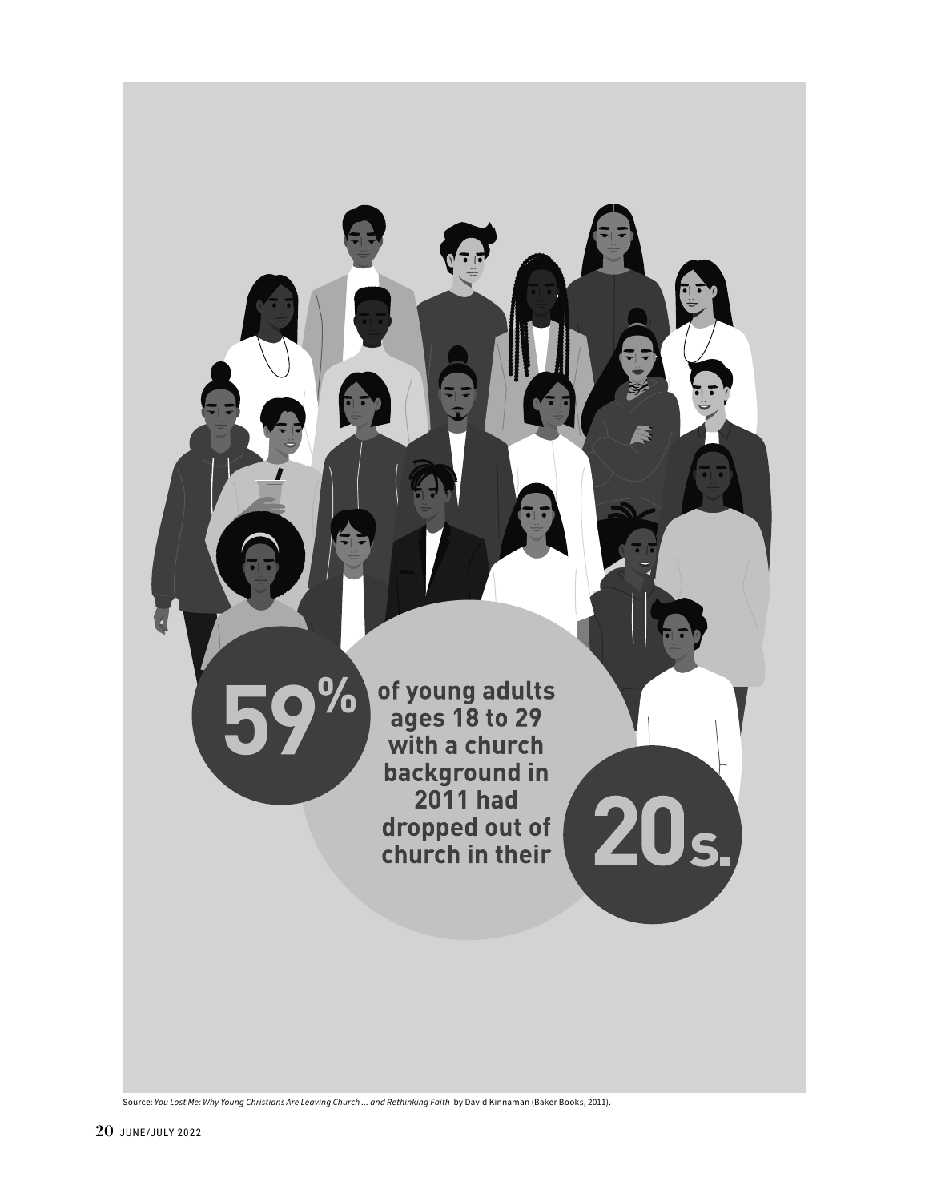**59%** of young adults ages 18 to 29 with a church background in 2011 had dropped out of church in their **20s.**

Source: *You Lost Me: Why Young Christians Are Leaving Church ... and Rethinking Faith* by David Kinnaman (Baker Books, 2011).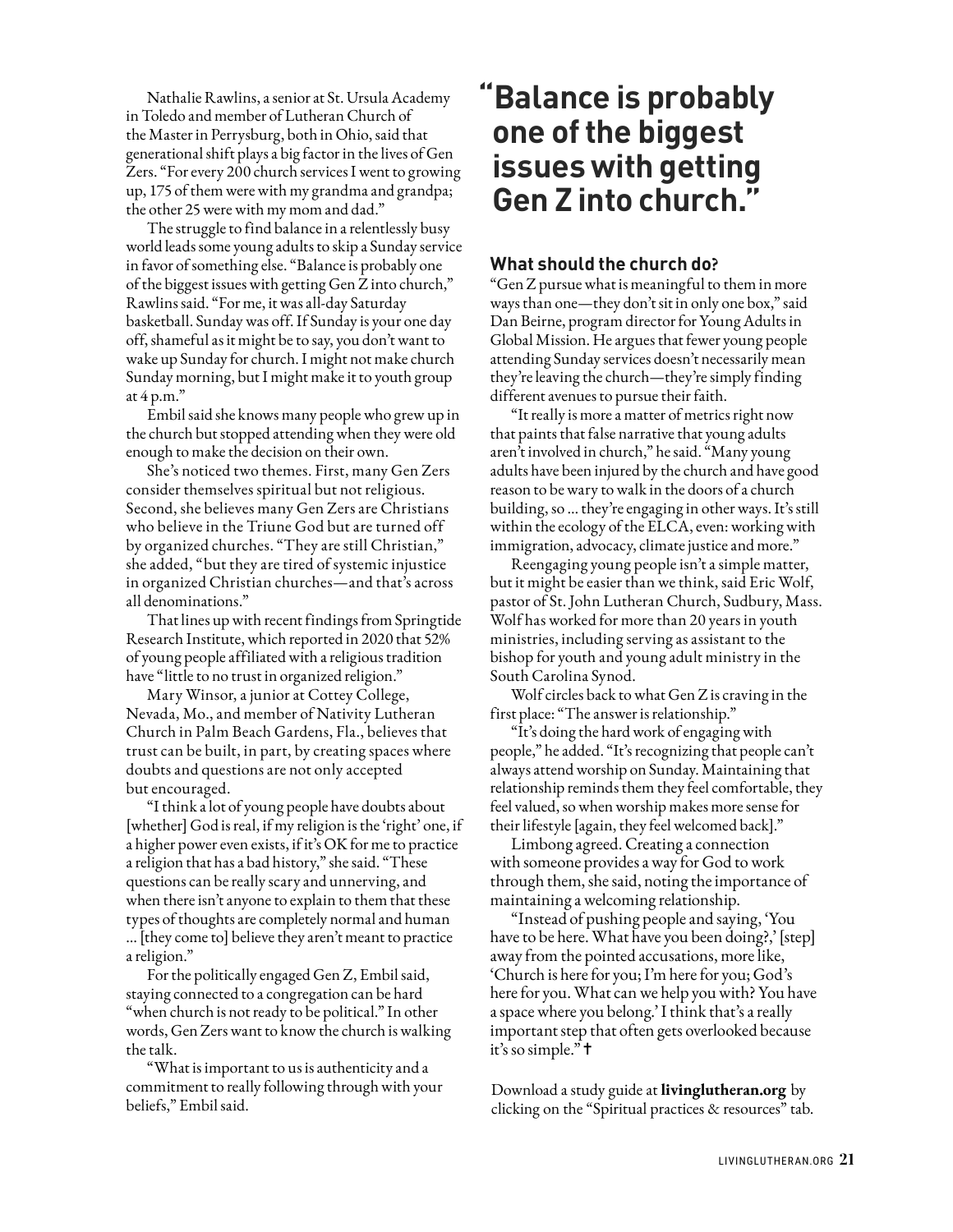Nathalie Rawlins, a senior at St. Ursula Academy in Toledo and member of Lutheran Church of the Master in Perrysburg, both in Ohio, said that generational shift plays a big factor in the lives of Gen Zers. "For every 200 church services I went to growing up, 175 of them were with my grandma and grandpa; the other 25 were with my mom and dad."

The struggle to find balance in a relentlessly busy world leads some young adults to skip a Sunday service in favor of something else. "Balance is probably one of the biggest issues with getting Gen Z into church," Rawlins said. "For me, it was all-day Saturday basketball. Sunday was off. If Sunday is your one day off, shameful as it might be to say, you don't want to wake up Sunday for church. I might not make church Sunday morning, but I might make it to youth group at 4 p.m."

Embil said she knows many people who grew up in the church but stopped attending when they were old enough to make the decision on their own.

She's noticed two themes. First, many Gen Zers consider themselves spiritual but not religious. Second, she believes many Gen Zers are Christians who believe in the Triune God but are turned off by organized churches. "They are still Christian," she added, "but they are tired of systemic injustice in organized Christian churches—and that's across all denominations."

That lines up with recent findings from Springtide Research Institute, which reported in 2020 that 52% of young people affiliated with a religious tradition have "little to no trust in organized religion."

Mary Winsor, a junior at Cottey College, Nevada, Mo., and member of Nativity Lutheran Church in Palm Beach Gardens, Fla., believes that trust can be built, in part, by creating spaces where doubts and questions are not only accepted but encouraged.

"I think a lot of young people have doubts about [whether] God is real, if my religion is the 'right' one, if a higher power even exists, if it's OK for me to practice a religion that has a bad history," she said. "These questions can be really scary and unnerving, and when there isn't anyone to explain to them that these types of thoughts are completely normal and human ... [they come to] believe they aren't meant to practice a religion."

For the politically engaged Gen Z, Embil said, staying connected to a congregation can be hard "when church is not ready to be political." In other words, Gen Zers want to know the church is walking the talk.

"What is important to us is authenticity and a commitment to really following through with your beliefs," Embil said.

> **"Balance is probably one of the biggest issues with getting Gen Z into church."**

## What should the church do?

"Gen Z pursue what is meaningful to them in more ways than one—they don't sit in only one box," said Dan Beirne, program director for Young Adults in Global Mission. He argues that fewer young people attending Sunday services doesn't necessarily mean they're leaving the church—they're simply finding different avenues to pursue their faith.

"It really is more a matter of metrics right now that paints that false narrative that young adults aren't involved in church," he said. "Many young adults have been injured by the church and have good reason to be wary to walk in the doors of a church building, so ... they're engaging in other ways. It's still within the ecology of the ELCA, even: working with immigration, advocacy, climate justice and more."

Reengaging young people isn't a simple matter, but it might be easier than we think, said Eric Wolf, pastor of St. John Lutheran Church, Sudbury, Mass. Wolf has worked for more than 20 years in youth ministries, including serving as assistant to the bishop for youth and young adult ministry in the South Carolina Synod.

Wolf circles back to what Gen Z is craving in the first place: "The answer is relationship."

"It's doing the hard work of engaging with people," he added. "It's recognizing that people can't always attend worship on Sunday. Maintaining that relationship reminds them they feel comfortable, they feel valued, so when worship makes more sense for their lifestyle [again, they feel welcomed back]."

Limbong agreed. Creating a connection with someone provides a way for God to work through them, she said, noting the importance of maintaining a welcoming relationship.

"Instead of pushing people and saying, 'You have to be here. What have you been doing?,' [step] away from the pointed accusations, more like, 'Church is here for you; I'm here for you; God's here for you. What can we help you with? You have a space where you belong.' I think that's a really important step that often gets overlooked because it's so simple." ✝

Download a study guide at **livinglutheran.org** by clicking on the "Spiritual practices & resources" tab.